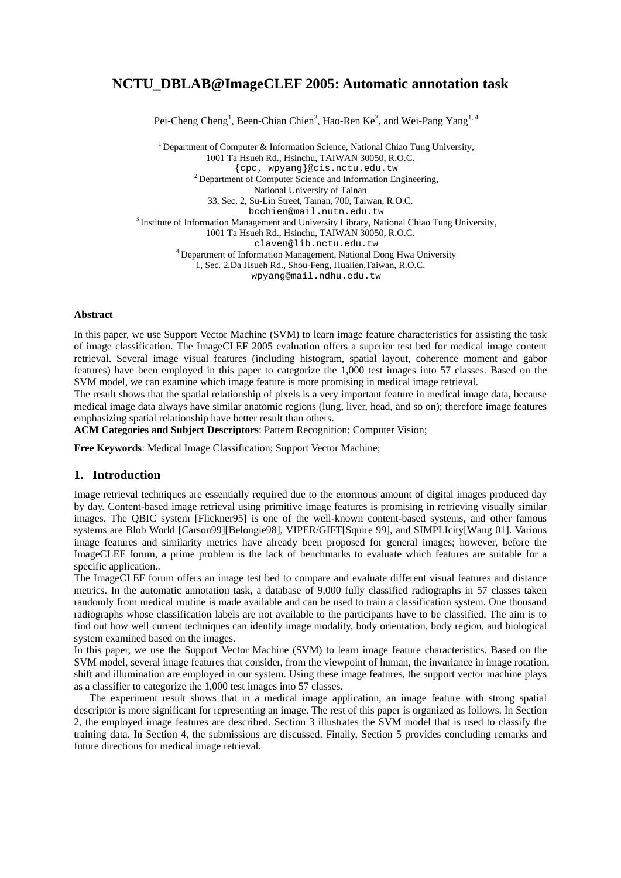# NCTU_DBLAB@ImageCLEF 2005: Automatic annotation task

Pei-Cheng Cheng[1], Been-Chian Chien[2], Hao-Ren Ke[3], and Wei-Pang Yang[1, 4]

[1] Department of Computer & Information Science, National Chiao Tung University, 1001 Ta Hsueh Rd., Hsinchu, TAIWAN 30050, R.O.C.
{cpc, wpyang}@cis.nctu.edu.tw

[2] Department of Computer Science and Information Engineering, National University of Tainan
33, Sec. 2, Su-Lin Street, Tainan, 700, Taiwan, R.O.C.
bcchien@mail.nutn.edu.tw

[3] Institute of Information Management and University Library, National Chiao Tung University, 1001 Ta Hsueh Rd., Hsinchu, TAIWAN 30050, R.O.C.
claven@lib.nctu.edu.tw

[4] Department of Information Management, National Dong Hwa University
1, Sec. 2,Da Hsueh Rd., Shou-Feng, Hualien,Taiwan, R.O.C.
wpyang@mail.ndhu.edu.tw

**Abstract**

In this paper, we use Support Vector Machine (SVM) to learn image feature characteristics for assisting the task of image classification. The ImageCLEF 2005 evaluation offers a superior test bed for medical image content retrieval. Several image visual features (including histogram, spatial layout, coherence moment and gabor features) have been employed in this paper to categorize the 1,000 test images into 57 classes. Based on the SVM model, we can examine which image feature is more promising in medical image retrieval.
The result shows that the spatial relationship of pixels is a very important feature in medical image data, because medical image data always have similar anatomic regions (lung, liver, head, and so on); therefore image features emphasizing spatial relationship have better result than others.
**ACM Categories and Subject Descriptors**: Pattern Recognition; Computer Vision;

**Free Keywords**: Medical Image Classification; Support Vector Machine;

## 1. Introduction

Image retrieval techniques are essentially required due to the enormous amount of digital images produced day by day. Content-based image retrieval using primitive image features is promising in retrieving visually similar images. The QBIC system [Flickner95] is one of the well-known content-based systems, and other famous systems are Blob World [Carson99][Belongie98], VIPER/GIFT[Squire 99], and SIMPLIcity[Wang 01]. Various image features and similarity metrics have already been proposed for general images; however, before the ImageCLEF forum, a prime problem is the lack of benchmarks to evaluate which features are suitable for a specific application..
The ImageCLEF forum offers an image test bed to compare and evaluate different visual features and distance metrics. In the automatic annotation task, a database of 9,000 fully classified radiographs in 57 classes taken randomly from medical routine is made available and can be used to train a classification system. One thousand radiographs whose classification labels are not available to the participants have to be classified. The aim is to find out how well current techniques can identify image modality, body orientation, body region, and biological system examined based on the images.
In this paper, we use the Support Vector Machine (SVM) to learn image feature characteristics. Based on the SVM model, several image features that consider, from the viewpoint of human, the invariance in image rotation, shift and illumination are employed in our system. Using these image features, the support vector machine plays as a classifier to categorize the 1,000 test images into 57 classes.

The experiment result shows that in a medical image application, an image feature with strong spatial descriptor is more significant for representing an image. The rest of this paper is organized as follows. In Section 2, the employed image features are described. Section 3 illustrates the SVM model that is used to classify the training data. In Section 4, the submissions are discussed. Finally, Section 5 provides concluding remarks and future directions for medical image retrieval.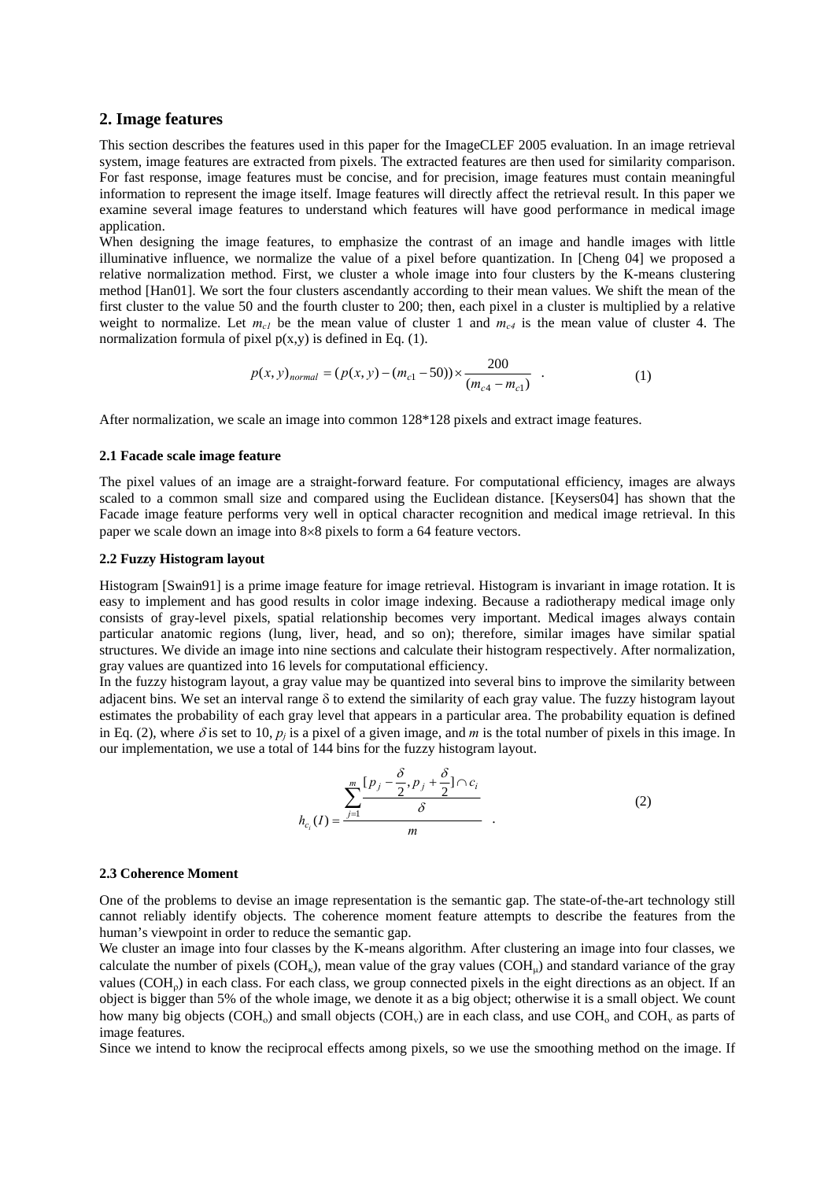## 2. Image features

This section describes the features used in this paper for the ImageCLEF 2005 evaluation. In an image retrieval system, image features are extracted from pixels. The extracted features are then used for similarity comparison. For fast response, image features must be concise, and for precision, image features must contain meaningful information to represent the image itself. Image features will directly affect the retrieval result. In this paper we examine several image features to understand which features will have good performance in medical image application.

When designing the image features, to emphasize the contrast of an image and handle images with little illuminative influence, we normalize the value of a pixel before quantization. In [Cheng 04] we proposed a relative normalization method. First, we cluster a whole image into four clusters by the K-means clustering method [Han01]. We sort the four clusters ascendantly according to their mean values. We shift the mean of the first cluster to the value 50 and the fourth cluster to 200; then, each pixel in a cluster is multiplied by a relative weight to normalize. Let $m_{c1}$ be the mean value of cluster 1 and $m_{c4}$ is the mean value of cluster 4. The normalization formula of pixel p(x,y) is defined in Eq. (1).

$$p(x,y)_{normal} = (p(x,y) - (m_{c1} - 50)) \times \frac{200}{(m_{c4} - m_{c1})} \quad . \tag{1}$$

After normalization, we scale an image into common 128*128 pixels and extract image features.

#### 2.1 Facade scale image feature

The pixel values of an image are a straight-forward feature. For computational efficiency, images are always scaled to a common small size and compared using the Euclidean distance. [Keysers04] has shown that the Facade image feature performs very well in optical character recognition and medical image retrieval. In this paper we scale down an image into 8×8 pixels to form a 64 feature vectors.

#### 2.2 Fuzzy Histogram layout

Histogram [Swain91] is a prime image feature for image retrieval. Histogram is invariant in image rotation. It is easy to implement and has good results in color image indexing. Because a radiotherapy medical image only consists of gray-level pixels, spatial relationship becomes very important. Medical images always contain particular anatomic regions (lung, liver, head, and so on); therefore, similar images have similar spatial structures. We divide an image into nine sections and calculate their histogram respectively. After normalization, gray values are quantized into 16 levels for computational efficiency.

In the fuzzy histogram layout, a gray value may be quantized into several bins to improve the similarity between adjacent bins. We set an interval range δ to extend the similarity of each gray value. The fuzzy histogram layout estimates the probability of each gray level that appears in a particular area. The probability equation is defined in Eq. (2), where $\delta$ is set to 10, $p_j$ is a pixel of a given image, and $m$ is the total number of pixels in this image. In our implementation, we use a total of 144 bins for the fuzzy histogram layout.

$$h_{c_i}(I) = \frac{\sum_{j=1}^{m} \frac{[p_j - \frac{\delta}{2}, p_j + \frac{\delta}{2}] \cap c_i}{\delta}}{m} \quad . \tag{2}$$

#### 2.3 Coherence Moment

One of the problems to devise an image representation is the semantic gap. The state-of-the-art technology still cannot reliably identify objects. The coherence moment feature attempts to describe the features from the human's viewpoint in order to reduce the semantic gap.

We cluster an image into four classes by the K-means algorithm. After clustering an image into four classes, we calculate the number of pixels ($COH_\kappa$), mean value of the gray values ($COH_\mu$) and standard variance of the gray values ($COH_\rho$) in each class. For each class, we group connected pixels in the eight directions as an object. If an object is bigger than 5% of the whole image, we denote it as a big object; otherwise it is a small object. We count how many big objects ($COH_o$) and small objects ($COH_v$) are in each class, and use $COH_o$ and $COH_v$ as parts of image features.

Since we intend to know the reciprocal effects among pixels, so we use the smoothing method on the image. If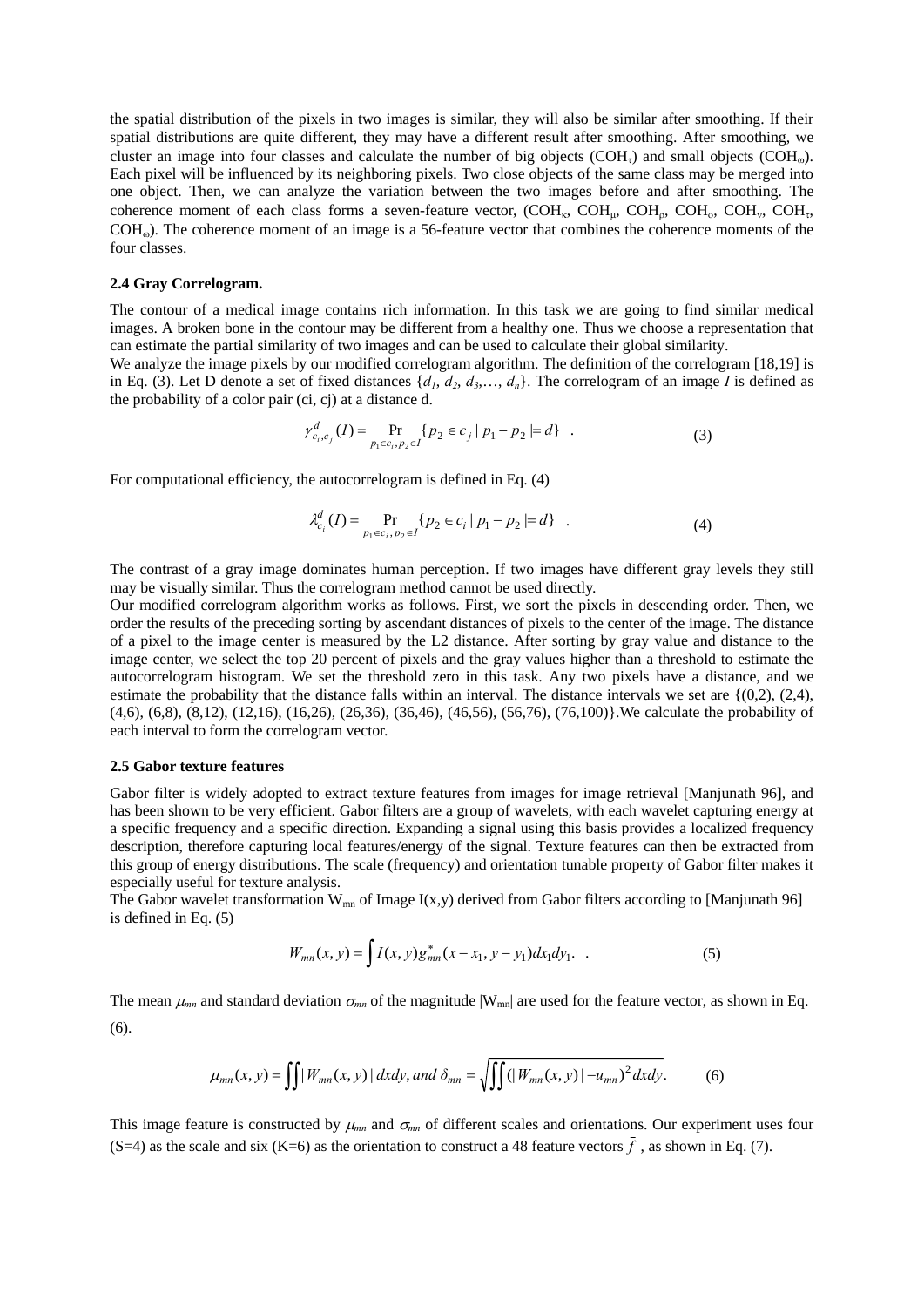the spatial distribution of the pixels in two images is similar, they will also be similar after smoothing. If their spatial distributions are quite different, they may have a different result after smoothing. After smoothing, we cluster an image into four classes and calculate the number of big objects ($COH_\tau$) and small objects ($COH_\omega$). Each pixel will be influenced by its neighboring pixels. Two close objects of the same class may be merged into one object. Then, we can analyze the variation between the two images before and after smoothing. The coherence moment of each class forms a seven-feature vector, ($COH_\kappa$, $COH_\mu$, $COH_\rho$, $COH_o$, $COH_\nu$, $COH_\tau$, $COH_\omega$). The coherence moment of an image is a 56-feature vector that combines the coherence moments of the four classes.

### 2.4 Gray Correlogram.

The contour of a medical image contains rich information. In this task we are going to find similar medical images. A broken bone in the contour may be different from a healthy one. Thus we choose a representation that can estimate the partial similarity of two images and can be used to calculate their global similarity.

We analyze the image pixels by our modified correlogram algorithm. The definition of the correlogram [18,19] is in Eq. (3). Let D denote a set of fixed distances $\{d_1, d_2, d_3, \ldots, d_n\}$. The correlogram of an image *I* is defined as the probability of a color pair (ci, cj) at a distance d.

$$\gamma^{d}_{c_i,c_j}(I) = \Pr_{p_1 \in c_i, p_2 \in I}\{p_2 \in c_j \| p_1 - p_2 |= d\} \quad . \tag{3}$$

For computational efficiency, the autocorrelogram is defined in Eq. (4)

$$\lambda^{d}_{c_i}(I) = \Pr_{p_1 \in c_i, p_2 \in I}\{p_2 \in c_i \| p_1 - p_2 |= d\} \quad . \tag{4}$$

The contrast of a gray image dominates human perception. If two images have different gray levels they still may be visually similar. Thus the correlogram method cannot be used directly.

Our modified correlogram algorithm works as follows. First, we sort the pixels in descending order. Then, we order the results of the preceding sorting by ascendant distances of pixels to the center of the image. The distance of a pixel to the image center is measured by the L2 distance. After sorting by gray value and distance to the image center, we select the top 20 percent of pixels and the gray values higher than a threshold to estimate the autocorrelogram histogram. We set the threshold zero in this task. Any two pixels have a distance, and we estimate the probability that the distance falls within an interval. The distance intervals we set are {(0,2), (2,4), (4,6), (6,8), (8,12), (12,16), (16,26), (26,36), (36,46), (46,56), (56,76), (76,100)}.We calculate the probability of each interval to form the correlogram vector.

### 2.5 Gabor texture features

Gabor filter is widely adopted to extract texture features from images for image retrieval [Manjunath 96], and has been shown to be very efficient. Gabor filters are a group of wavelets, with each wavelet capturing energy at a specific frequency and a specific direction. Expanding a signal using this basis provides a localized frequency description, therefore capturing local features/energy of the signal. Texture features can then be extracted from this group of energy distributions. The scale (frequency) and orientation tunable property of Gabor filter makes it especially useful for texture analysis.

The Gabor wavelet transformation $W_{mn}$ of Image I(x,y) derived from Gabor filters according to [Manjunath 96] is defined in Eq. (5)

$$W_{mn}(x,y) = \int I(x,y) g^{*}_{mn}(x - x_1, y - y_1) dx_1 dy_1 . \quad . \tag{5}$$

The mean $\mu_{mn}$ and standard deviation $\sigma_{mn}$ of the magnitude $|W_{mn}|$ are used for the feature vector, as shown in Eq. (6).

$$\mu_{mn}(x,y) = \iint |W_{mn}(x,y)| \, dxdy, \; and \; \delta_{mn} = \sqrt{\iint (|W_{mn}(x,y)| - u_{mn})^2 dxdy} . \tag{6}$$

This image feature is constructed by $\mu_{mn}$ and $\sigma_{mn}$ of different scales and orientations. Our experiment uses four (S=4) as the scale and six (K=6) as the orientation to construct a 48 feature vectors $\bar{f}$ , as shown in Eq. (7).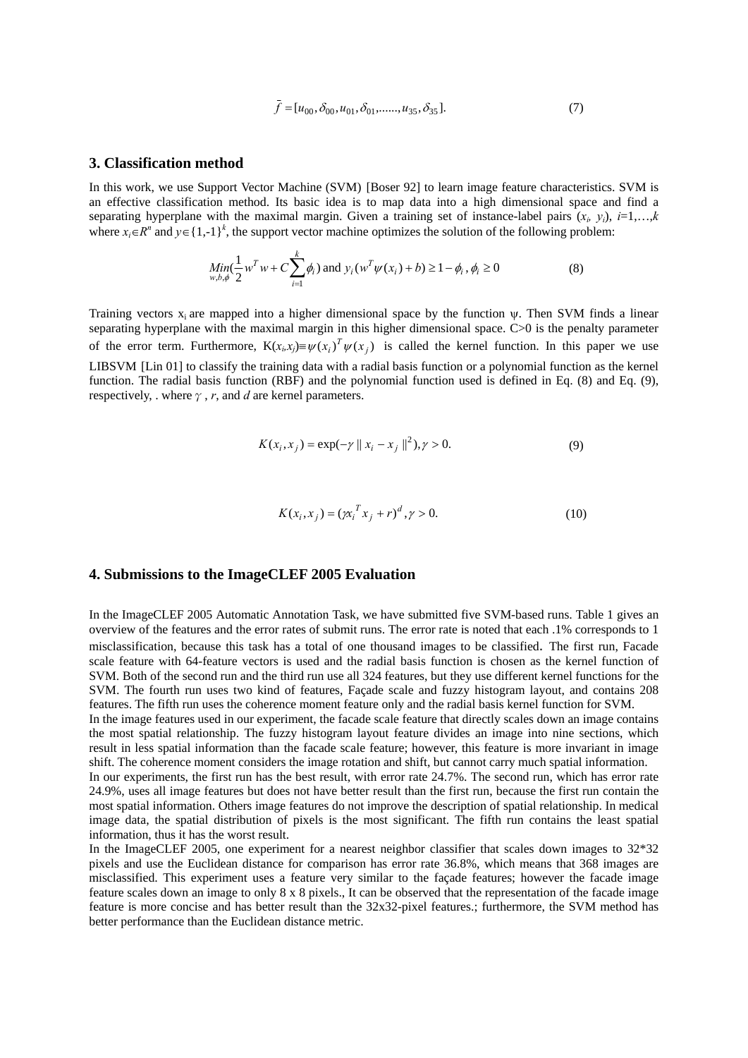$$\bar{f} = [u_{00}, \delta_{00}, u_{01}, \delta_{01}, \ldots\ldots, u_{35}, \delta_{35}]. \tag{7}$$

## 3. Classification method

In this work, we use Support Vector Machine (SVM) [Boser 92] to learn image feature characteristics. SVM is an effective classification method. Its basic idea is to map data into a high dimensional space and find a separating hyperplane with the maximal margin. Given a training set of instance-label pairs $(x_i, y_i)$, $i$=1,…,$k$ where $x_i \in R^n$ and $y \in \{1,-1\}^k$, the support vector machine optimizes the solution of the following problem:

$$\underset{w,b,\phi}{Min}\left(\frac{1}{2}w^T w + C\sum_{i=1}^{k}\phi_i\right) \text{ and } y_i(w^T\psi(x_i) + b) \geq 1 - \phi_i, \phi_i \geq 0 \tag{8}$$

Training vectors $x_i$ are mapped into a higher dimensional space by the function $\psi$. Then SVM finds a linear separating hyperplane with the maximal margin in this higher dimensional space. C>0 is the penalty parameter of the error term. Furthermore, $K(x_i,x_j) \equiv \psi(x_i)^T\psi(x_j)$ is called the kernel function. In this paper we use LIBSVM [Lin 01] to classify the training data with a radial basis function or a polynomial function as the kernel function. The radial basis function (RBF) and the polynomial function used is defined in Eq. (8) and Eq. (9), respectively, . where $\gamma$ , $r$, and $d$ are kernel parameters.

$$K(x_i, x_j) = \exp(-\gamma \| x_i - x_j \|^2), \gamma > 0. \tag{9}$$

$$K(x_i, x_j) = (\gamma x_i^T x_j + r)^d, \gamma > 0. \tag{10}$$

## 4. Submissions to the ImageCLEF 2005 Evaluation

In the ImageCLEF 2005 Automatic Annotation Task, we have submitted five SVM-based runs. Table 1 gives an overview of the features and the error rates of submit runs. The error rate is noted that each .1% corresponds to 1 misclassification, because this task has a total of one thousand images to be classified. The first run, Facade scale feature with 64-feature vectors is used and the radial basis function is chosen as the kernel function of SVM. Both of the second run and the third run use all 324 features, but they use different kernel functions for the SVM. The fourth run uses two kind of features, Façade scale and fuzzy histogram layout, and contains 208 features. The fifth run uses the coherence moment feature only and the radial basis kernel function for SVM.

In the image features used in our experiment, the facade scale feature that directly scales down an image contains the most spatial relationship. The fuzzy histogram layout feature divides an image into nine sections, which result in less spatial information than the facade scale feature; however, this feature is more invariant in image shift. The coherence moment considers the image rotation and shift, but cannot carry much spatial information.

In our experiments, the first run has the best result, with error rate 24.7%. The second run, which has error rate 24.9%, uses all image features but does not have better result than the first run, because the first run contain the most spatial information. Others image features do not improve the description of spatial relationship. In medical image data, the spatial distribution of pixels is the most significant. The fifth run contains the least spatial information, thus it has the worst result.

In the ImageCLEF 2005, one experiment for a nearest neighbor classifier that scales down images to 32*32 pixels and use the Euclidean distance for comparison has error rate 36.8%, which means that 368 images are misclassified. This experiment uses a feature very similar to the façade features; however the facade image feature scales down an image to only 8 x 8 pixels., It can be observed that the representation of the facade image feature is more concise and has better result than the 32x32-pixel features.; furthermore, the SVM method has better performance than the Euclidean distance metric.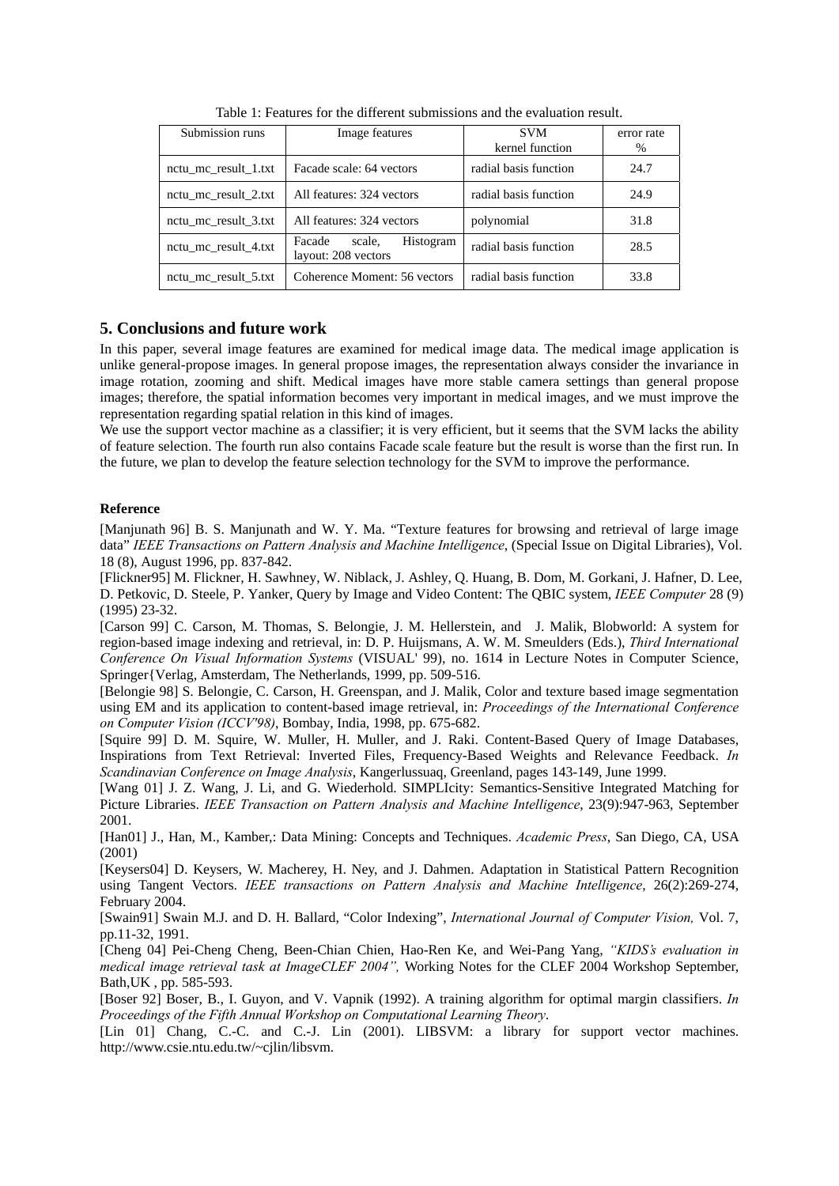Table 1: Features for the different submissions and the evaluation result.

| Submission runs | Image features | SVM kernel function | error rate % |
|---|---|---|---|
| nctu_mc_result_1.txt | Facade scale: 64 vectors | radial basis function | 24.7 |
| nctu_mc_result_2.txt | All features: 324 vectors | radial basis function | 24.9 |
| nctu_mc_result_3.txt | All features: 324 vectors | polynomial | 31.8 |
| nctu_mc_result_4.txt | Facade scale, Histogram layout: 208 vectors | radial basis function | 28.5 |
| nctu_mc_result_5.txt | Coherence Moment: 56 vectors | radial basis function | 33.8 |

## 5. Conclusions and future work

In this paper, several image features are examined for medical image data. The medical image application is unlike general-propose images. In general propose images, the representation always consider the invariance in image rotation, zooming and shift. Medical images have more stable camera settings than general propose images; therefore, the spatial information becomes very important in medical images, and we must improve the representation regarding spatial relation in this kind of images.

We use the support vector machine as a classifier; it is very efficient, but it seems that the SVM lacks the ability of feature selection. The fourth run also contains Facade scale feature but the result is worse than the first run. In the future, we plan to develop the feature selection technology for the SVM to improve the performance.

### Reference

[Manjunath 96] B. S. Manjunath and W. Y. Ma. "Texture features for browsing and retrieval of large image data" *IEEE Transactions on Pattern Analysis and Machine Intelligence*, (Special Issue on Digital Libraries), Vol. 18 (8), August 1996, pp. 837-842.

[Flickner95] M. Flickner, H. Sawhney, W. Niblack, J. Ashley, Q. Huang, B. Dom, M. Gorkani, J. Hafner, D. Lee, D. Petkovic, D. Steele, P. Yanker, Query by Image and Video Content: The QBIC system, *IEEE Computer* 28 (9) (1995) 23-32.

[Carson 99] C. Carson, M. Thomas, S. Belongie, J. M. Hellerstein, and J. Malik, Blobworld: A system for region-based image indexing and retrieval, in: D. P. Huijsmans, A. W. M. Smeulders (Eds.), *Third International Conference On Visual Information Systems* (VISUAL' 99), no. 1614 in Lecture Notes in Computer Science, Springer{Verlag, Amsterdam, The Netherlands, 1999, pp. 509-516.

[Belongie 98] S. Belongie, C. Carson, H. Greenspan, and J. Malik, Color and texture based image segmentation using EM and its application to content-based image retrieval, in: *Proceedings of the International Conference on Computer Vision (ICCV'98)*, Bombay, India, 1998, pp. 675-682.

[Squire 99] D. M. Squire, W. Muller, H. Muller, and J. Raki. Content-Based Query of Image Databases, Inspirations from Text Retrieval: Inverted Files, Frequency-Based Weights and Relevance Feedback. *In Scandinavian Conference on Image Analysis*, Kangerlussuaq, Greenland, pages 143-149, June 1999.

[Wang 01] J. Z. Wang, J. Li, and G. Wiederhold. SIMPLIcity: Semantics-Sensitive Integrated Matching for Picture Libraries. *IEEE Transaction on Pattern Analysis and Machine Intelligence*, 23(9):947-963, September 2001.

[Han01] J., Han, M., Kamber,: Data Mining: Concepts and Techniques. *Academic Press*, San Diego, CA, USA (2001)

[Keysers04] D. Keysers, W. Macherey, H. Ney, and J. Dahmen. Adaptation in Statistical Pattern Recognition using Tangent Vectors. *IEEE transactions on Pattern Analysis and Machine Intelligence*, 26(2):269-274, February 2004.

[Swain91] Swain M.J. and D. H. Ballard, "Color Indexing", *International Journal of Computer Vision,* Vol. 7, pp.11-32, 1991.

[Cheng 04] Pei-Cheng Cheng, Been-Chian Chien, Hao-Ren Ke, and Wei-Pang Yang, *"KIDS's evaluation in medical image retrieval task at ImageCLEF 2004",* Working Notes for the CLEF 2004 Workshop September, Bath,UK , pp. 585-593.

[Boser 92] Boser, B., I. Guyon, and V. Vapnik (1992). A training algorithm for optimal margin classifiers. *In Proceedings of the Fifth Annual Workshop on Computational Learning Theory*.

[Lin 01] Chang, C.-C. and C.-J. Lin (2001). LIBSVM: a library for support vector machines. http://www.csie.ntu.edu.tw/~cjlin/libsvm.